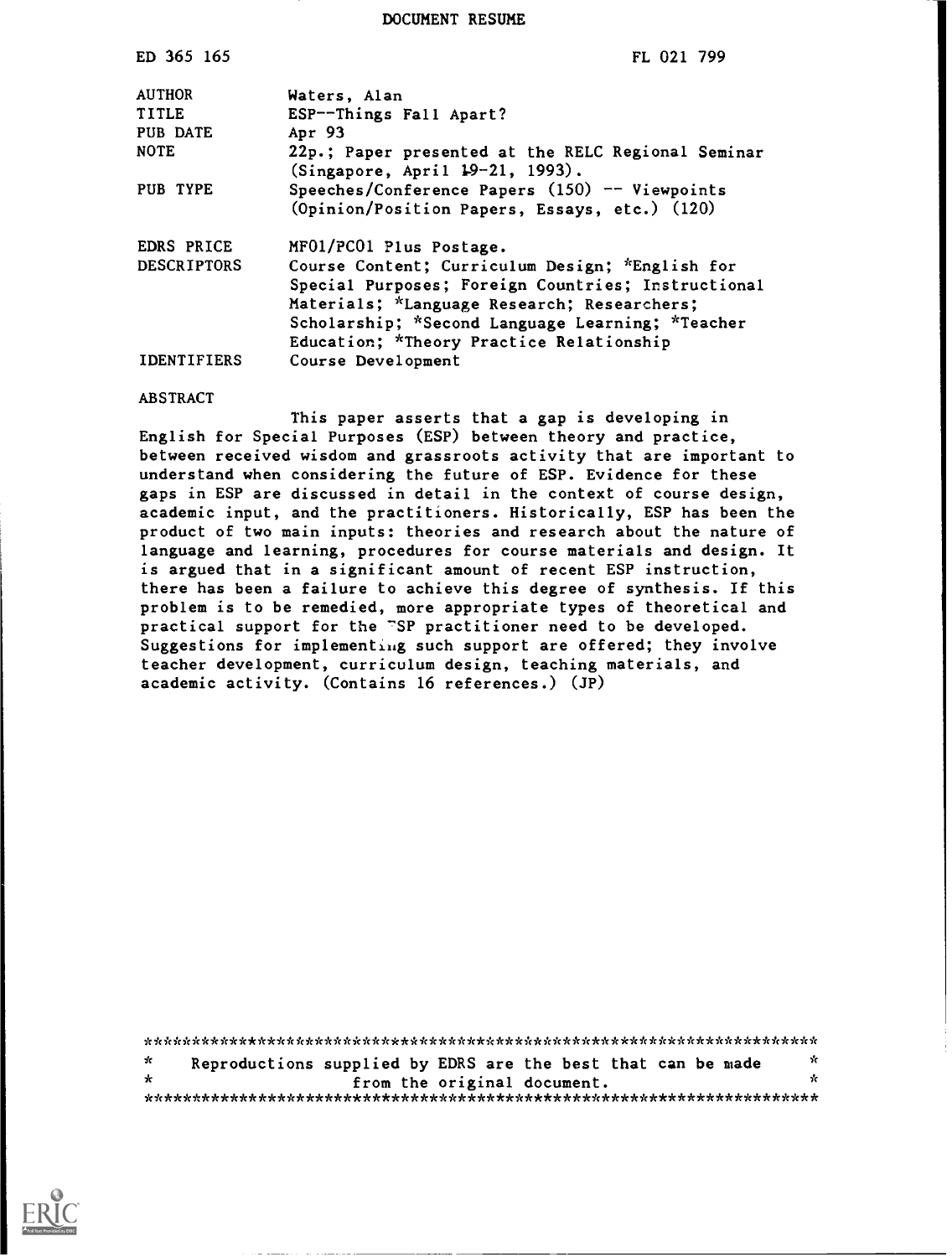DOCUMENT RESUME

| | |
|---|---|
| ED 365 165 | FL 021 799 |
| AUTHOR | Waters, Alan |
| TITLE | ESP--Things Fall Apart? |
| PUB DATE | Apr 93 |
| NOTE | 22p.; Paper presented at the RELC Regional Seminar (Singapore, April 19-21, 1993). |
| PUB TYPE | Speeches/Conference Papers (150) -- Viewpoints (Opinion/Position Papers, Essays, etc.) (120) |
| EDRS PRICE | MF01/PC01 Plus Postage. |
| DESCRIPTORS | Course Content; Curriculum Design; *English for Special Purposes; Foreign Countries; Instructional Materials; *Language Research; Researchers; Scholarship; *Second Language Learning; *Teacher Education; *Theory Practice Relationship |
| IDENTIFIERS | Course Development |

ABSTRACT

This paper asserts that a gap is developing in English for Special Purposes (ESP) between theory and practice, between received wisdom and grassroots activity that are important to understand when considering the future of ESP. Evidence for these gaps in ESP are discussed in detail in the context of course design, academic input, and the practitioners. Historically, ESP has been the product of two main inputs: theories and research about the nature of language and learning, procedures for course materials and design. It is argued that in a significant amount of recent ESP instruction, there has been a failure to achieve this degree of synthesis. If this problem is to be remedied, more appropriate types of theoretical and practical support for the ESP practitioner need to be developed. Suggestions for implementing such support are offered; they involve teacher development, curriculum design, teaching materials, and academic activity. (Contains 16 references.) (JP)

***********************************************************************

* Reproductions supplied by EDRS are the best that can be made *
* from the original document. *

***********************************************************************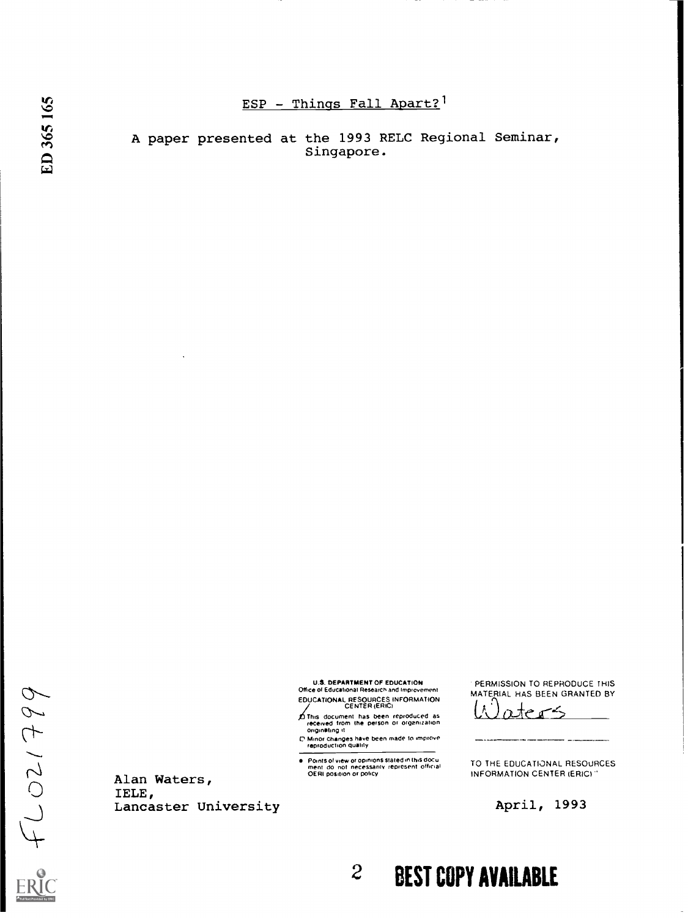ESP - Things Fall Apart?[1]

A paper presented at the 1993 RELC Regional Seminar, Singapore.

U.S. DEPARTMENT OF EDUCATION
Office of Educational Research and Improvement
EDUCATIONAL RESOURCES INFORMATION CENTER (ERIC)

This document has been reproduced as received from the person or organization originating it

Minor changes have been made to improve reproduction quality

Points of view or opinions stated in this document do not necessarily represent official OERI position or policy

PERMISSION TO REPRODUCE THIS MATERIAL HAS BEEN GRANTED BY
Waters

TO THE EDUCATIONAL RESOURCES INFORMATION CENTER (ERIC)

Alan Waters,
IELE,
Lancaster University

April, 1993

BEST COPY AVAILABLE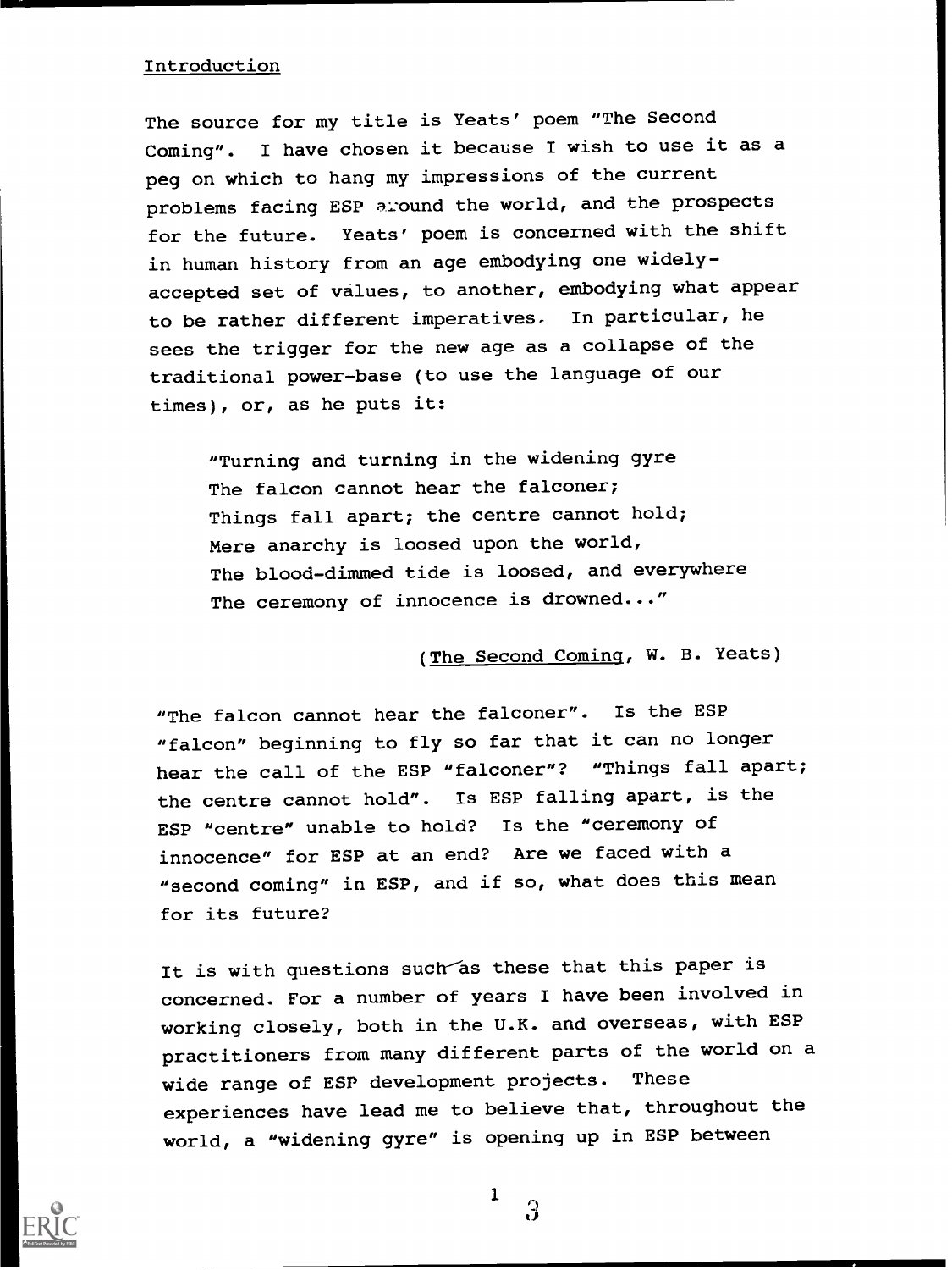## Introduction

The source for my title is Yeats' poem "The Second Coming". I have chosen it because I wish to use it as a peg on which to hang my impressions of the current problems facing ESP around the world, and the prospects for the future. Yeats' poem is concerned with the shift in human history from an age embodying one widely-accepted set of values, to another, embodying what appear to be rather different imperatives. In particular, he sees the trigger for the new age as a collapse of the traditional power-base (to use the language of our times), or, as he puts it:

> "Turning and turning in the widening gyre
> The falcon cannot hear the falconer;
> Things fall apart; the centre cannot hold;
> Mere anarchy is loosed upon the world,
> The blood-dimmed tide is loosed, and everywhere
> The ceremony of innocence is drowned..."
>
> (The Second Coming, W. B. Yeats)

"The falcon cannot hear the falconer". Is the ESP "falcon" beginning to fly so far that it can no longer hear the call of the ESP "falconer"? "Things fall apart; the centre cannot hold". Is ESP falling apart, is the ESP "centre" unable to hold? Is the "ceremony of innocence" for ESP at an end? Are we faced with a "second coming" in ESP, and if so, what does this mean for its future?

It is with questions such as these that this paper is concerned. For a number of years I have been involved in working closely, both in the U.K. and overseas, with ESP practitioners from many different parts of the world on a wide range of ESP development projects. These experiences have lead me to believe that, throughout the world, a "widening gyre" is opening up in ESP between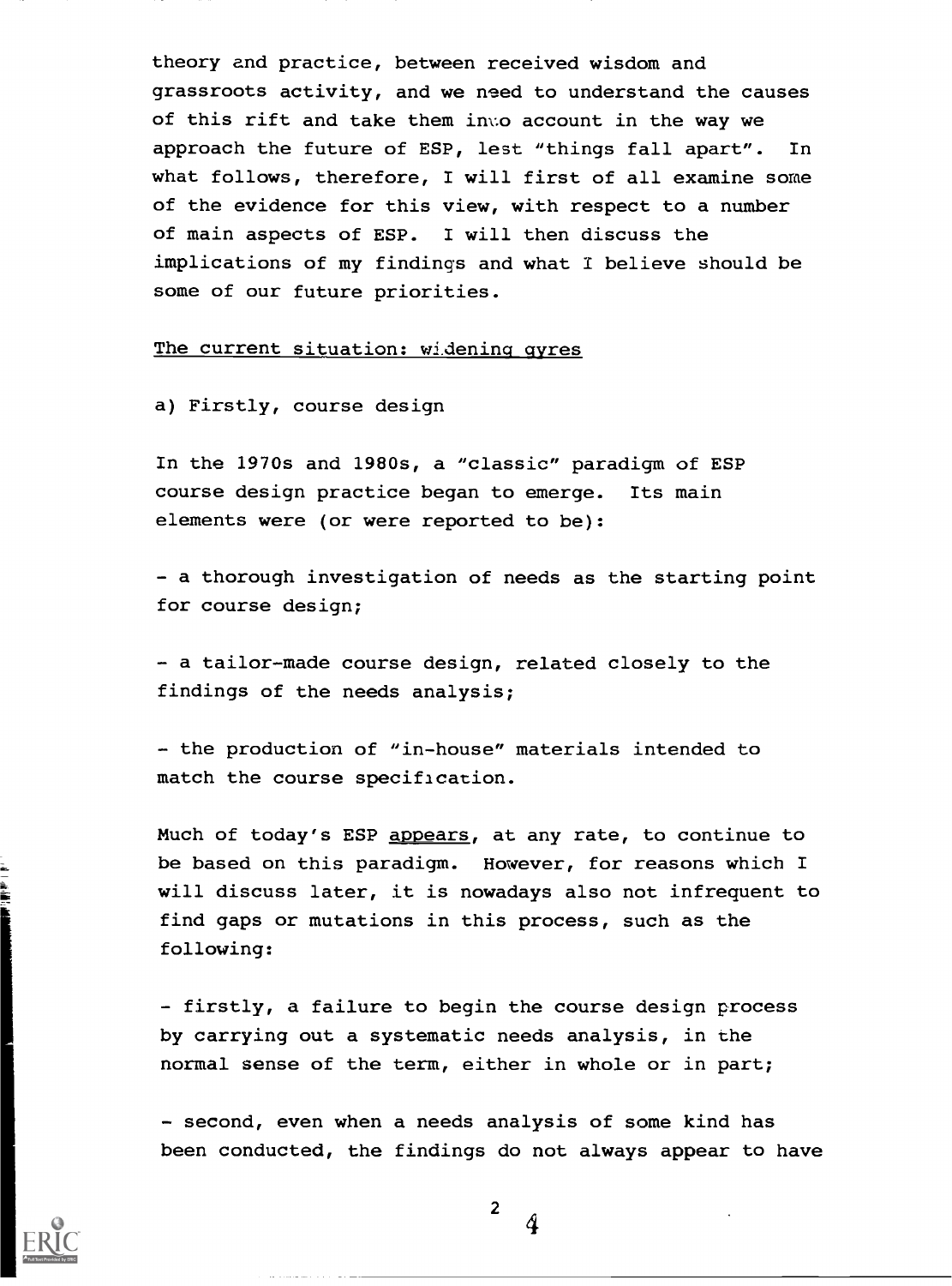theory and practice, between received wisdom and grassroots activity, and we need to understand the causes of this rift and take them into account in the way we approach the future of ESP, lest "things fall apart". In what follows, therefore, I will first of all examine some of the evidence for this view, with respect to a number of main aspects of ESP. I will then discuss the implications of my findings and what I believe should be some of our future priorities.

<u>The current situation: widening gyres</u>

a) Firstly, course design

In the 1970s and 1980s, a "classic" paradigm of ESP course design practice began to emerge. Its main elements were (or were reported to be):

- a thorough investigation of needs as the starting point for course design;

- a tailor-made course design, related closely to the findings of the needs analysis;

- the production of "in-house" materials intended to match the course specification.

Much of today's ESP <u>appears</u>, at any rate, to continue to be based on this paradigm. However, for reasons which I will discuss later, it is nowadays also not infrequent to find gaps or mutations in this process, such as the following:

- firstly, a failure to begin the course design process by carrying out a systematic needs analysis, in the normal sense of the term, either in whole or in part;

- second, even when a needs analysis of some kind has been conducted, the findings do not always appear to have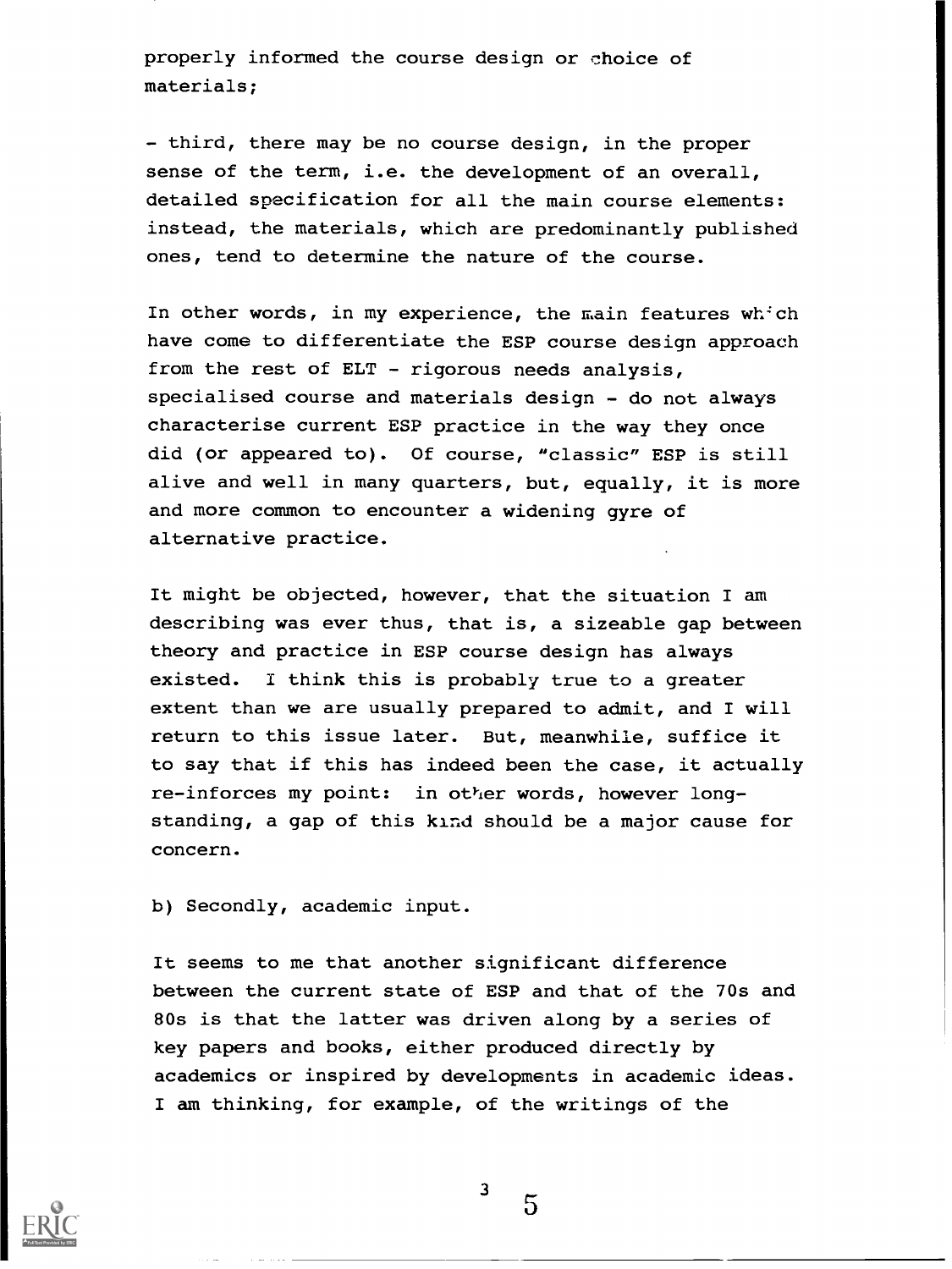properly informed the course design or choice of materials;

- third, there may be no course design, in the proper sense of the term, i.e. the development of an overall, detailed specification for all the main course elements: instead, the materials, which are predominantly published ones, tend to determine the nature of the course.

In other words, in my experience, the main features which have come to differentiate the ESP course design approach from the rest of ELT - rigorous needs analysis, specialised course and materials design - do not always characterise current ESP practice in the way they once did (or appeared to). Of course, "classic" ESP is still alive and well in many quarters, but, equally, it is more and more common to encounter a widening gyre of alternative practice.

It might be objected, however, that the situation I am describing was ever thus, that is, a sizeable gap between theory and practice in ESP course design has always existed. I think this is probably true to a greater extent than we are usually prepared to admit, and I will return to this issue later. But, meanwhile, suffice it to say that if this has indeed been the case, it actually re-inforces my point: in other words, however long-standing, a gap of this kind should be a major cause for concern.

b) Secondly, academic input.

It seems to me that another significant difference between the current state of ESP and that of the 70s and 80s is that the latter was driven along by a series of key papers and books, either produced directly by academics or inspired by developments in academic ideas. I am thinking, for example, of the writings of the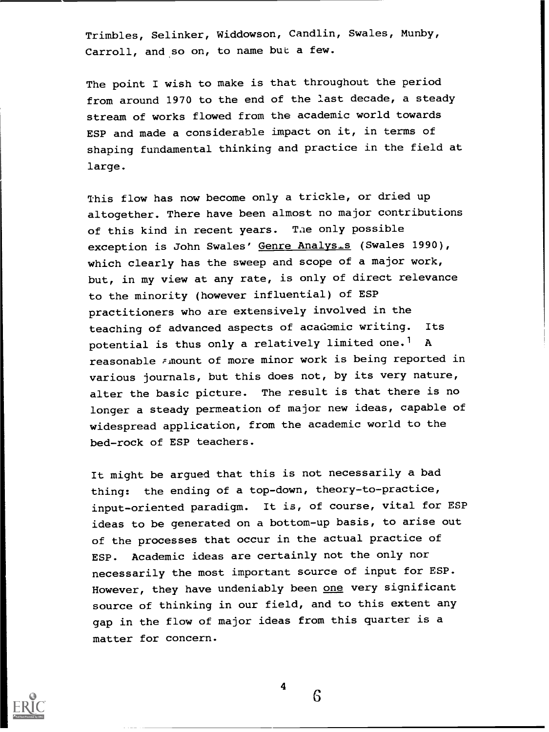Trimbles, Selinker, Widdowson, Candlin, Swales, Munby, Carroll, and so on, to name but a few.

The point I wish to make is that throughout the period from around 1970 to the end of the last decade, a steady stream of works flowed from the academic world towards ESP and made a considerable impact on it, in terms of shaping fundamental thinking and practice in the field at large.

This flow has now become only a trickle, or dried up altogether. There have been almost no major contributions of this kind in recent years. The only possible exception is John Swales' Genre Analysis (Swales 1990), which clearly has the sweep and scope of a major work, but, in my view at any rate, is only of direct relevance to the minority (however influential) of ESP practitioners who are extensively involved in the teaching of advanced aspects of academic writing. Its potential is thus only a relatively limited one.[1] A reasonable amount of more minor work is being reported in various journals, but this does not, by its very nature, alter the basic picture. The result is that there is no longer a steady permeation of major new ideas, capable of widespread application, from the academic world to the bed-rock of ESP teachers.

It might be argued that this is not necessarily a bad thing: the ending of a top-down, theory-to-practice, input-oriented paradigm. It is, of course, vital for ESP ideas to be generated on a bottom-up basis, to arise out of the processes that occur in the actual practice of ESP. Academic ideas are certainly not the only nor necessarily the most important source of input for ESP. However, they have undeniably been one very significant source of thinking in our field, and to this extent any gap in the flow of major ideas from this quarter is a matter for concern.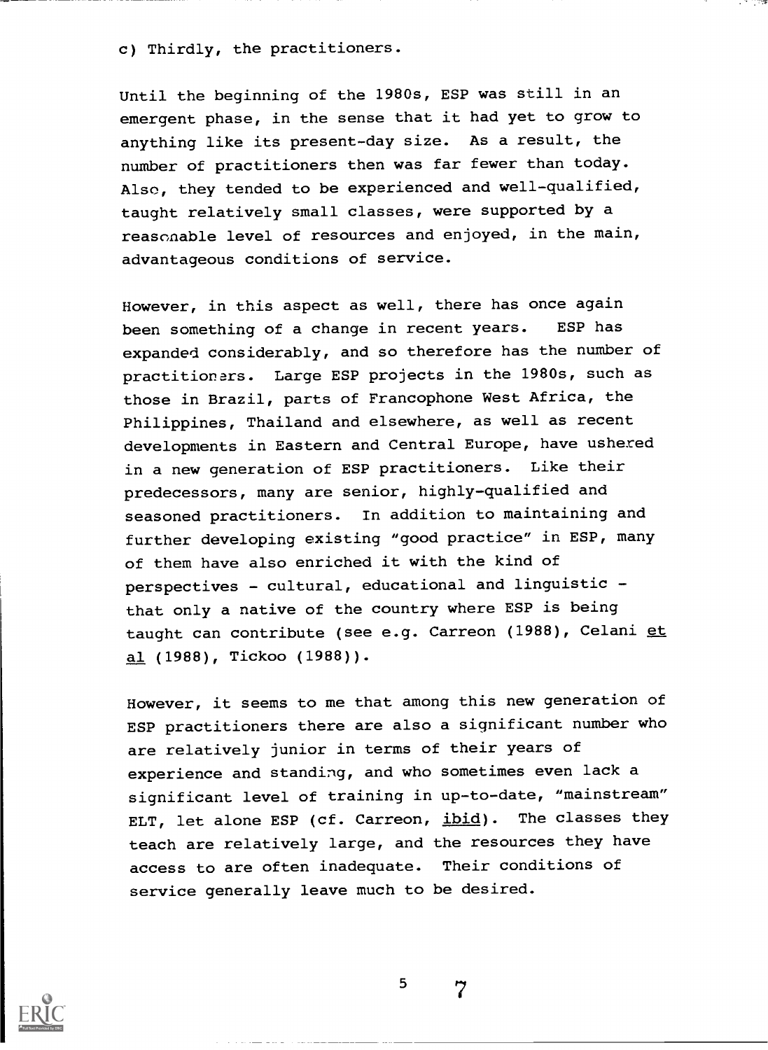c) Thirdly, the practitioners.

Until the beginning of the 1980s, ESP was still in an emergent phase, in the sense that it had yet to grow to anything like its present-day size. As a result, the number of practitioners then was far fewer than today. Also, they tended to be experienced and well-qualified, taught relatively small classes, were supported by a reasonable level of resources and enjoyed, in the main, advantageous conditions of service.

However, in this aspect as well, there has once again been something of a change in recent years. ESP has expanded considerably, and so therefore has the number of practitioners. Large ESP projects in the 1980s, such as those in Brazil, parts of Francophone West Africa, the Philippines, Thailand and elsewhere, as well as recent developments in Eastern and Central Europe, have ushered in a new generation of ESP practitioners. Like their predecessors, many are senior, highly-qualified and seasoned practitioners. In addition to maintaining and further developing existing "good practice" in ESP, many of them have also enriched it with the kind of perspectives - cultural, educational and linguistic - that only a native of the country where ESP is being taught can contribute (see e.g. Carreon (1988), Celani _et al_ (1988), Tickoo (1988)).

However, it seems to me that among this new generation of ESP practitioners there are also a significant number who are relatively junior in terms of their years of experience and standing, and who sometimes even lack a significant level of training in up-to-date, "mainstream" ELT, let alone ESP (cf. Carreon, _ibid_). The classes they teach are relatively large, and the resources they have access to are often inadequate. Their conditions of service generally leave much to be desired.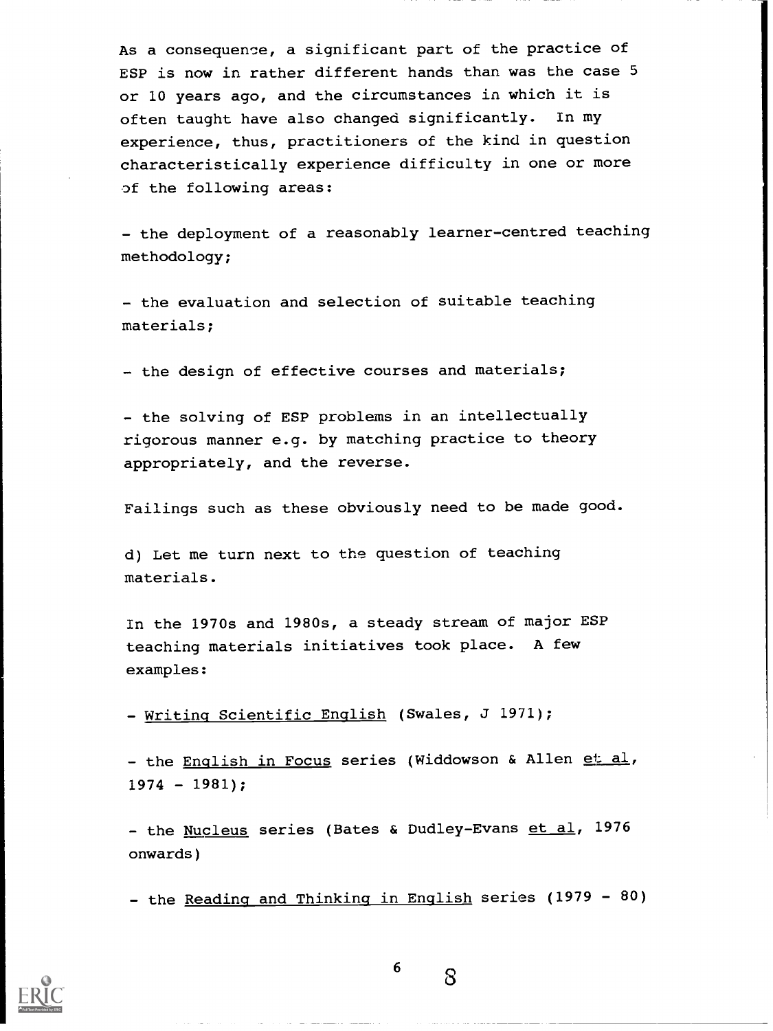As a consequence, a significant part of the practice of ESP is now in rather different hands than was the case 5 or 10 years ago, and the circumstances in which it is often taught have also changed significantly. In my experience, thus, practitioners of the kind in question characteristically experience difficulty in one or more of the following areas:

- the deployment of a reasonably learner-centred teaching methodology;

- the evaluation and selection of suitable teaching materials;

- the design of effective courses and materials;

- the solving of ESP problems in an intellectually rigorous manner e.g. by matching practice to theory appropriately, and the reverse.

Failings such as these obviously need to be made good.

d) Let me turn next to the question of teaching materials.

In the 1970s and 1980s, a steady stream of major ESP teaching materials initiatives took place. A few examples:

- Writing Scientific English (Swales, J 1971);

- the English in Focus series (Widdowson & Allen et al, 1974 - 1981);

- the Nucleus series (Bates & Dudley-Evans et al, 1976 onwards)

- the Reading and Thinking in English series (1979 - 80)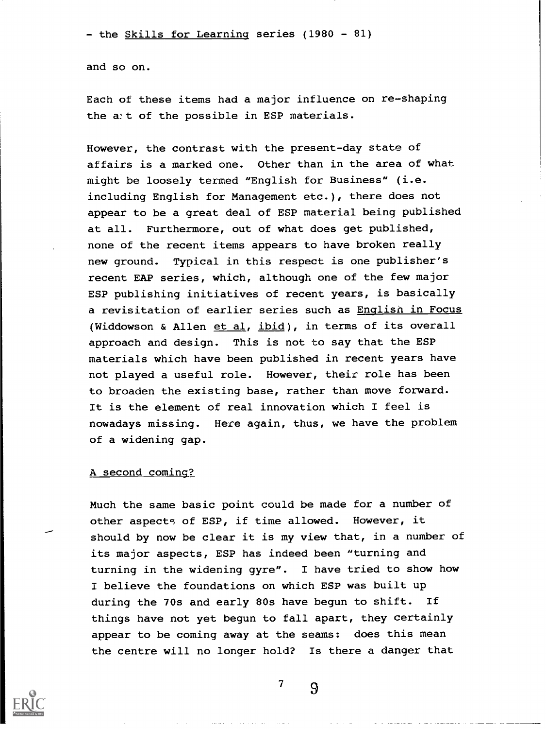- the Skills for Learning series (1980 - 81)

and so on.

Each of these items had a major influence on re-shaping the a:t of the possible in ESP materials.

However, the contrast with the present-day state of affairs is a marked one. Other than in the area of what might be loosely termed "English for Business" (i.e. including English for Management etc.), there does not appear to be a great deal of ESP material being published at all. Furthermore, out of what does get published, none of the recent items appears to have broken really new ground. Typical in this respect is one publisher's recent EAP series, which, although one of the few major ESP publishing initiatives of recent years, is basically a revisitation of earlier series such as English in Focus (Widdowson & Allen et al, ibid), in terms of its overall approach and design. This is not to say that the ESP materials which have been published in recent years have not played a useful role. However, their role has been to broaden the existing base, rather than move forward. It is the element of real innovation which I feel is nowadays missing. Here again, thus, we have the problem of a widening gap.

## A second coming?

Much the same basic point could be made for a number of other aspects of ESP, if time allowed. However, it should by now be clear it is my view that, in a number of its major aspects, ESP has indeed been "turning and turning in the widening gyre". I have tried to show how I believe the foundations on which ESP was built up during the 70s and early 80s have begun to shift. If things have not yet begun to fall apart, they certainly appear to be coming away at the seams: does this mean the centre will no longer hold? Is there a danger that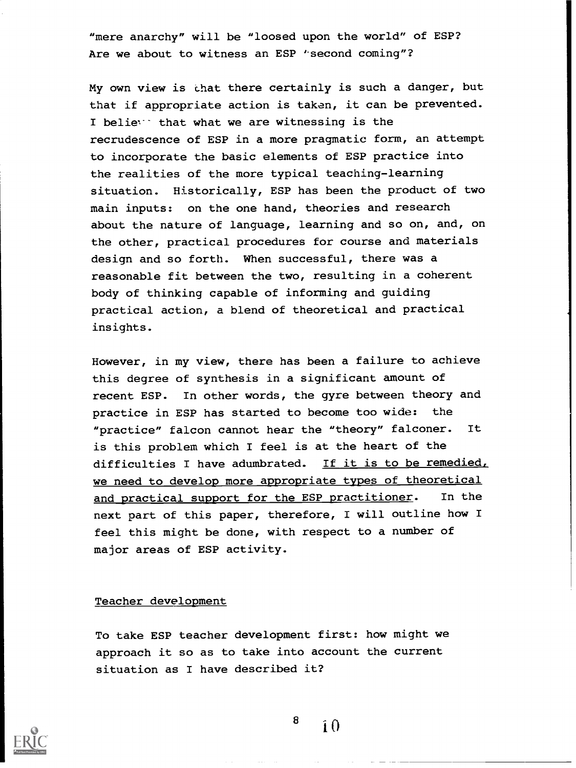"mere anarchy" will be "loosed upon the world" of ESP? Are we about to witness an ESP "second coming"?

My own view is that there certainly is such a danger, but that if appropriate action is taken, it can be prevented. I believe that what we are witnessing is the recrudescence of ESP in a more pragmatic form, an attempt to incorporate the basic elements of ESP practice into the realities of the more typical teaching-learning situation. Historically, ESP has been the product of two main inputs: on the one hand, theories and research about the nature of language, learning and so on, and, on the other, practical procedures for course and materials design and so forth. When successful, there was a reasonable fit between the two, resulting in a coherent body of thinking capable of informing and guiding practical action, a blend of theoretical and practical insights.

However, in my view, there has been a failure to achieve this degree of synthesis in a significant amount of recent ESP. In other words, the gyre between theory and practice in ESP has started to become too wide: the "practice" falcon cannot hear the "theory" falconer. It is this problem which I feel is at the heart of the difficulties I have adumbrated. <u>If it is to be remedied, we need to develop more appropriate types of theoretical and practical support for the ESP practitioner</u>. In the next part of this paper, therefore, I will outline how I feel this might be done, with respect to a number of major areas of ESP activity.

## Teacher development

To take ESP teacher development first: how might we approach it so as to take into account the current situation as I have described it?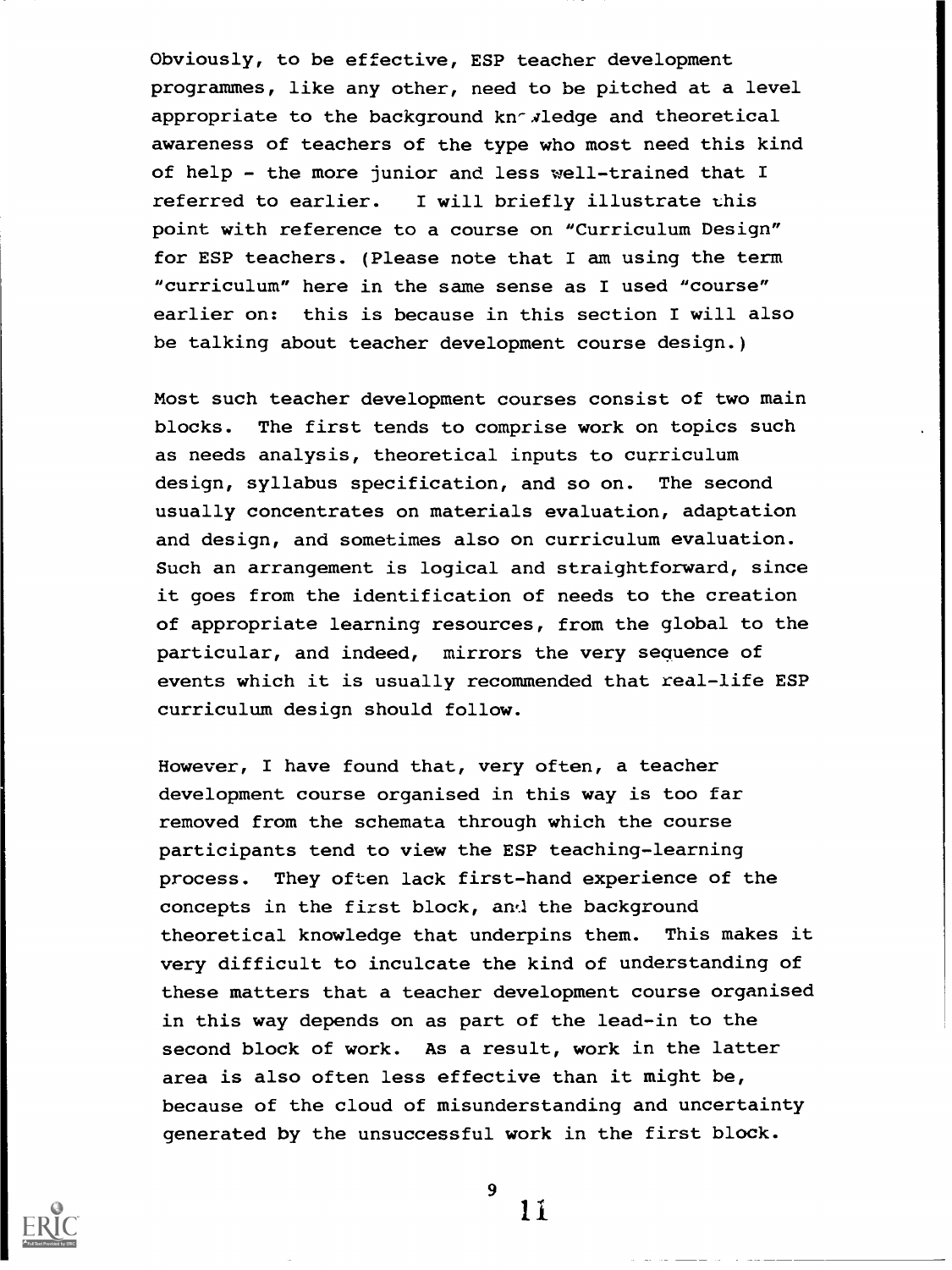Obviously, to be effective, ESP teacher development programmes, like any other, need to be pitched at a level appropriate to the background knowledge and theoretical awareness of teachers of the type who most need this kind of help - the more junior and less well-trained that I referred to earlier. I will briefly illustrate this point with reference to a course on "Curriculum Design" for ESP teachers. (Please note that I am using the term "curriculum" here in the same sense as I used "course" earlier on: this is because in this section I will also be talking about teacher development course design.)

Most such teacher development courses consist of two main blocks. The first tends to comprise work on topics such as needs analysis, theoretical inputs to curriculum design, syllabus specification, and so on. The second usually concentrates on materials evaluation, adaptation and design, and sometimes also on curriculum evaluation. Such an arrangement is logical and straightforward, since it goes from the identification of needs to the creation of appropriate learning resources, from the global to the particular, and indeed, mirrors the very sequence of events which it is usually recommended that real-life ESP curriculum design should follow.

However, I have found that, very often, a teacher development course organised in this way is too far removed from the schemata through which the course participants tend to view the ESP teaching-learning process. They often lack first-hand experience of the concepts in the first block, and the background theoretical knowledge that underpins them. This makes it very difficult to inculcate the kind of understanding of these matters that a teacher development course organised in this way depends on as part of the lead-in to the second block of work. As a result, work in the latter area is also often less effective than it might be, because of the cloud of misunderstanding and uncertainty generated by the unsuccessful work in the first block.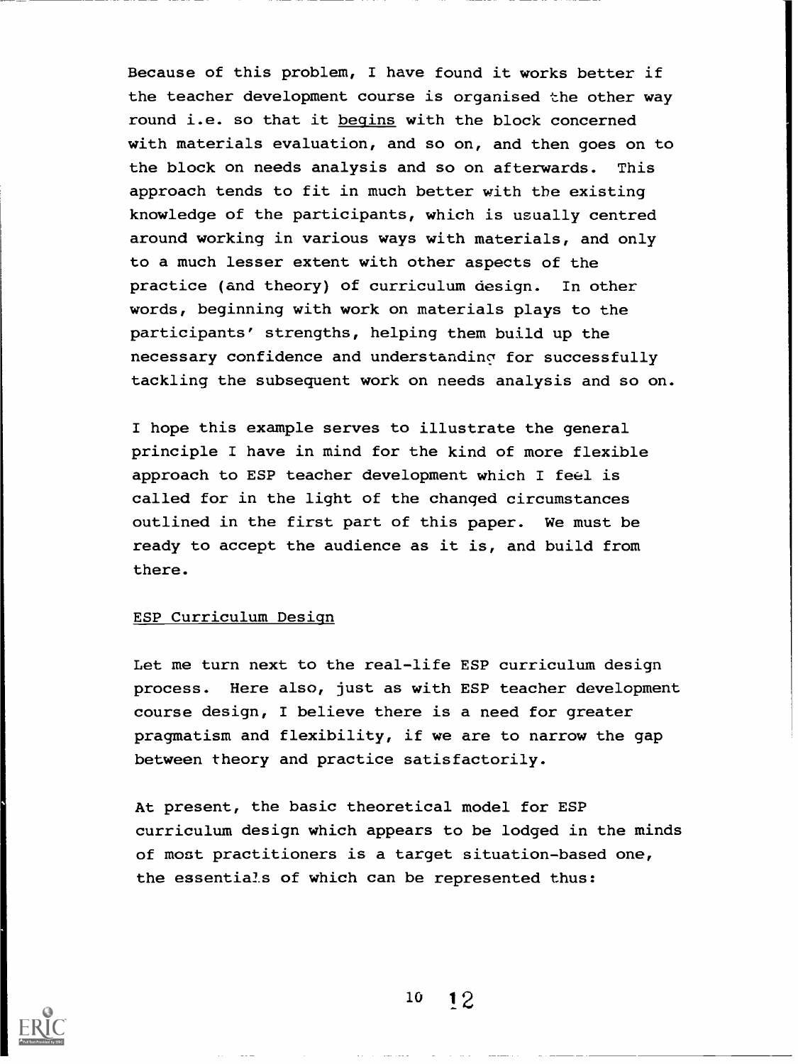Because of this problem, I have found it works better if the teacher development course is organised the other way round i.e. so that it begins with the block concerned with materials evaluation, and so on, and then goes on to the block on needs analysis and so on afterwards. This approach tends to fit in much better with the existing knowledge of the participants, which is usually centred around working in various ways with materials, and only to a much lesser extent with other aspects of the practice (and theory) of curriculum design. In other words, beginning with work on materials plays to the participants' strengths, helping them build up the necessary confidence and understanding for successfully tackling the subsequent work on needs analysis and so on.

I hope this example serves to illustrate the general principle I have in mind for the kind of more flexible approach to ESP teacher development which I feel is called for in the light of the changed circumstances outlined in the first part of this paper. We must be ready to accept the audience as it is, and build from there.

## ESP Curriculum Design

Let me turn next to the real-life ESP curriculum design process. Here also, just as with ESP teacher development course design, I believe there is a need for greater pragmatism and flexibility, if we are to narrow the gap between theory and practice satisfactorily.

At present, the basic theoretical model for ESP curriculum design which appears to be lodged in the minds of most practitioners is a target situation-based one, the essentials of which can be represented thus: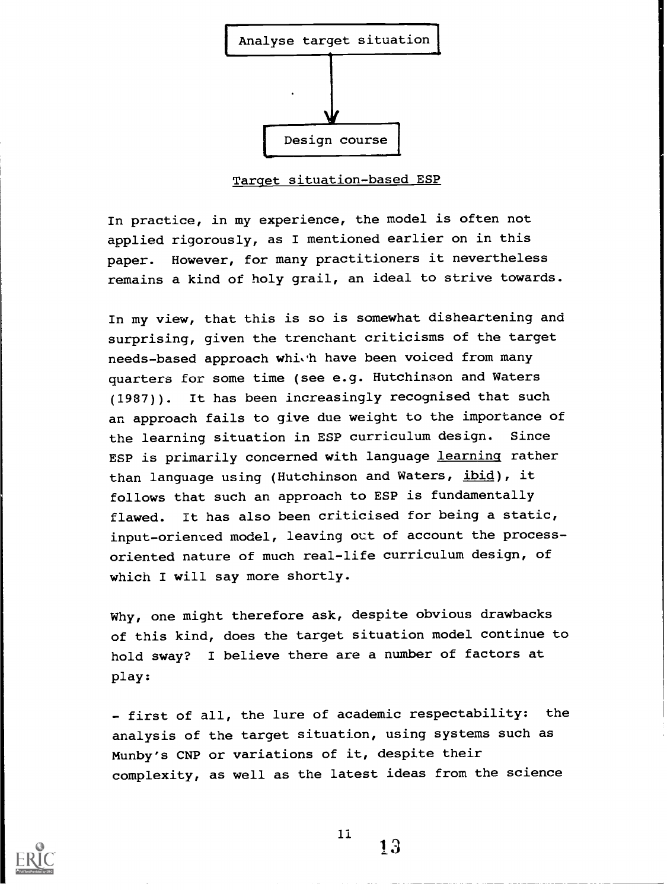Analyse target situation

↓

Design course

Target situation-based ESP

In practice, in my experience, the model is often not applied rigorously, as I mentioned earlier on in this paper. However, for many practitioners it nevertheless remains a kind of holy grail, an ideal to strive towards.

In my view, that this is so is somewhat disheartening and surprising, given the trenchant criticisms of the target needs-based approach which have been voiced from many quarters for some time (see e.g. Hutchinson and Waters (1987)). It has been increasingly recognised that such an approach fails to give due weight to the importance of the learning situation in ESP curriculum design. Since ESP is primarily concerned with language learning rather than language using (Hutchinson and Waters, ibid), it follows that such an approach to ESP is fundamentally flawed. It has also been criticised for being a static, input-oriented model, leaving out of account the process-oriented nature of much real-life curriculum design, of which I will say more shortly.

Why, one might therefore ask, despite obvious drawbacks of this kind, does the target situation model continue to hold sway? I believe there are a number of factors at play:

- first of all, the lure of academic respectability: the analysis of the target situation, using systems such as Munby's CNP or variations of it, despite their complexity, as well as the latest ideas from the science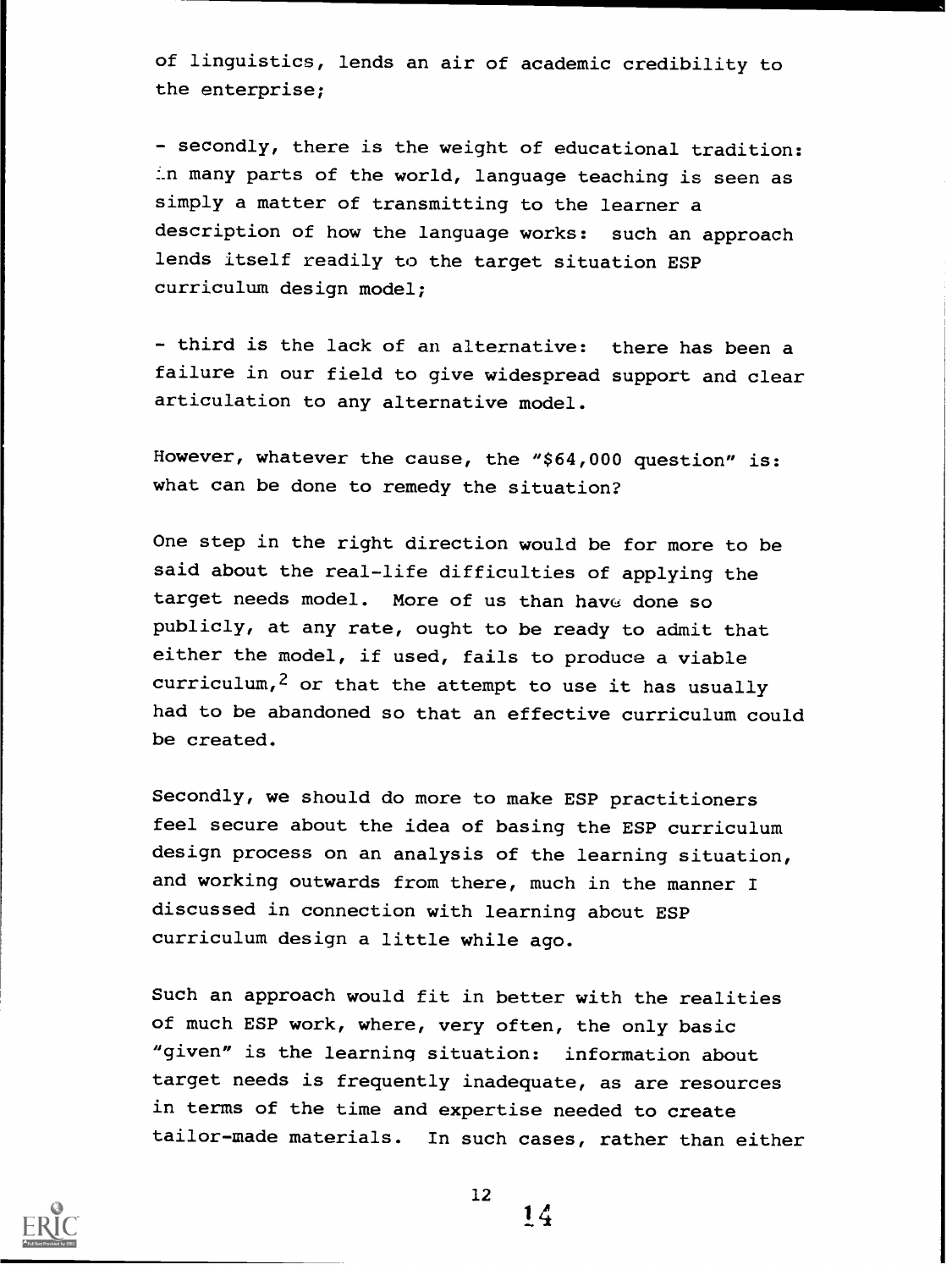of linguistics, lends an air of academic credibility to the enterprise;

- secondly, there is the weight of educational tradition: in many parts of the world, language teaching is seen as simply a matter of transmitting to the learner a description of how the language works: such an approach lends itself readily to the target situation ESP curriculum design model;

- third is the lack of an alternative: there has been a failure in our field to give widespread support and clear articulation to any alternative model.

However, whatever the cause, the "$64,000 question" is: what can be done to remedy the situation?

One step in the right direction would be for more to be said about the real-life difficulties of applying the target needs model. More of us than have done so publicly, at any rate, ought to be ready to admit that either the model, if used, fails to produce a viable curriculum,[2] or that the attempt to use it has usually had to be abandoned so that an effective curriculum could be created.

Secondly, we should do more to make ESP practitioners feel secure about the idea of basing the ESP curriculum design process on an analysis of the learning situation, and working outwards from there, much in the manner I discussed in connection with learning about ESP curriculum design a little while ago.

Such an approach would fit in better with the realities of much ESP work, where, very often, the only basic "given" is the learning situation: information about target needs is frequently inadequate, as are resources in terms of the time and expertise needed to create tailor-made materials. In such cases, rather than either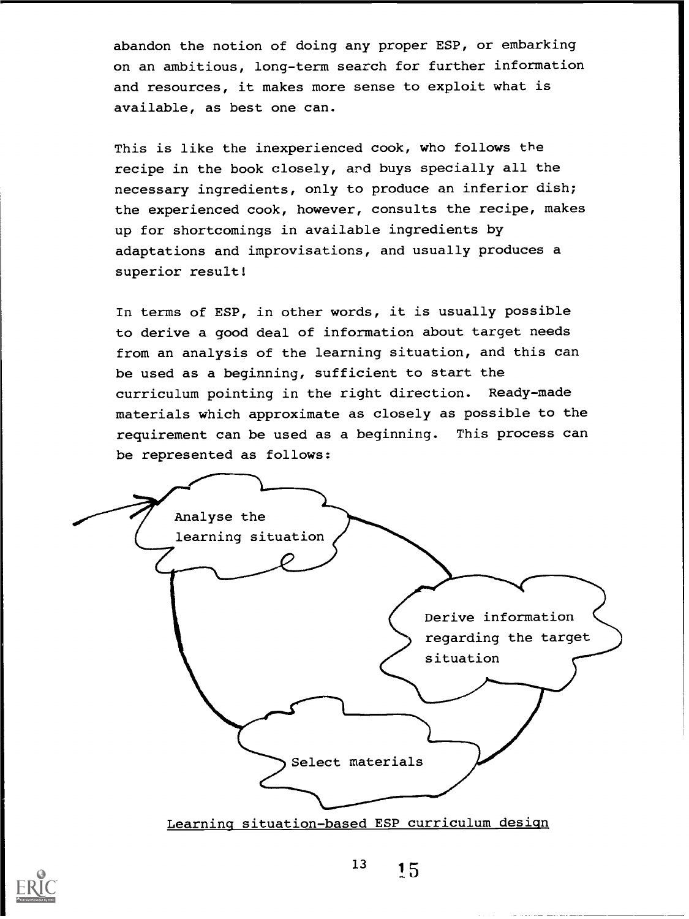abandon the notion of doing any proper ESP, or embarking on an ambitious, long-term search for further information and resources, it makes more sense to exploit what is available, as best one can.

This is like the inexperienced cook, who follows the recipe in the book closely, and buys specially all the necessary ingredients, only to produce an inferior dish; the experienced cook, however, consults the recipe, makes up for shortcomings in available ingredients by adaptations and improvisations, and usually produces a superior result!

In terms of ESP, in other words, it is usually possible to derive a good deal of information about target needs from an analysis of the learning situation, and this can be used as a beginning, sufficient to start the curriculum pointing in the right direction. Ready-made materials which approximate as closely as possible to the requirement can be used as a beginning. This process can be represented as follows:

Analyse the learning situation → Derive information regarding the target situation → Select materials → (back to) Analyse the learning situation

Learning situation-based ESP curriculum design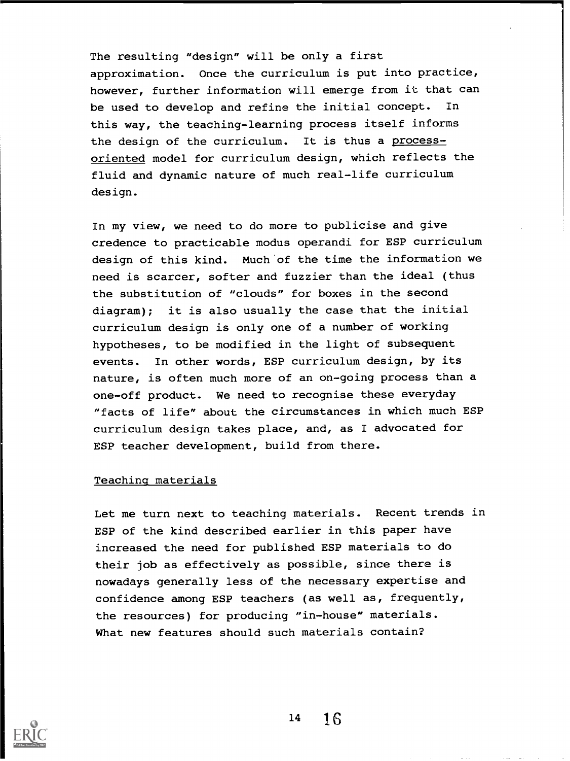The resulting "design" will be only a first approximation. Once the curriculum is put into practice, however, further information will emerge from it that can be used to develop and refine the initial concept. In this way, the teaching-learning process itself informs the design of the curriculum. It is thus a process-oriented model for curriculum design, which reflects the fluid and dynamic nature of much real-life curriculum design.

In my view, we need to do more to publicise and give credence to practicable modus operandi for ESP curriculum design of this kind. Much of the time the information we need is scarcer, softer and fuzzier than the ideal (thus the substitution of "clouds" for boxes in the second diagram); it is also usually the case that the initial curriculum design is only one of a number of working hypotheses, to be modified in the light of subsequent events. In other words, ESP curriculum design, by its nature, is often much more of an on-going process than a one-off product. We need to recognise these everyday "facts of life" about the circumstances in which much ESP curriculum design takes place, and, as I advocated for ESP teacher development, build from there.

## Teaching materials

Let me turn next to teaching materials. Recent trends in ESP of the kind described earlier in this paper have increased the need for published ESP materials to do their job as effectively as possible, since there is nowadays generally less of the necessary expertise and confidence among ESP teachers (as well as, frequently, the resources) for producing "in-house" materials. What new features should such materials contain?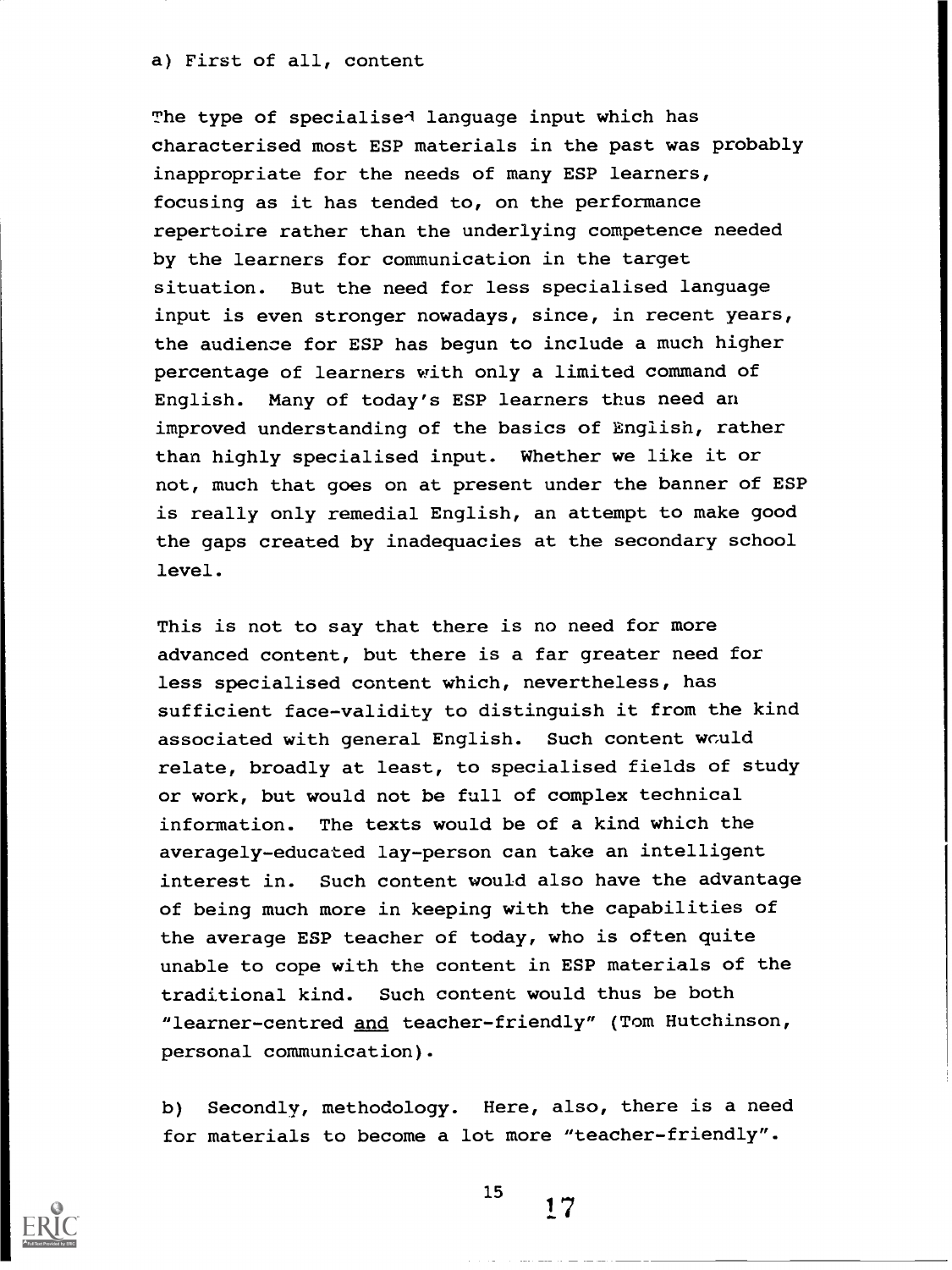a) First of all, content

The type of specialised language input which has characterised most ESP materials in the past was probably inappropriate for the needs of many ESP learners, focusing as it has tended to, on the performance repertoire rather than the underlying competence needed by the learners for communication in the target situation. But the need for less specialised language input is even stronger nowadays, since, in recent years, the audience for ESP has begun to include a much higher percentage of learners with only a limited command of English. Many of today's ESP learners thus need an improved understanding of the basics of English, rather than highly specialised input. Whether we like it or not, much that goes on at present under the banner of ESP is really only remedial English, an attempt to make good the gaps created by inadequacies at the secondary school level.

This is not to say that there is no need for more advanced content, but there is a far greater need for less specialised content which, nevertheless, has sufficient face-validity to distinguish it from the kind associated with general English. Such content would relate, broadly at least, to specialised fields of study or work, but would not be full of complex technical information. The texts would be of a kind which the averagely-educated lay-person can take an intelligent interest in. Such content would also have the advantage of being much more in keeping with the capabilities of the average ESP teacher of today, who is often quite unable to cope with the content in ESP materials of the traditional kind. Such content would thus be both "learner-centred and teacher-friendly" (Tom Hutchinson, personal communication).

b) Secondly, methodology. Here, also, there is a need for materials to become a lot more "teacher-friendly".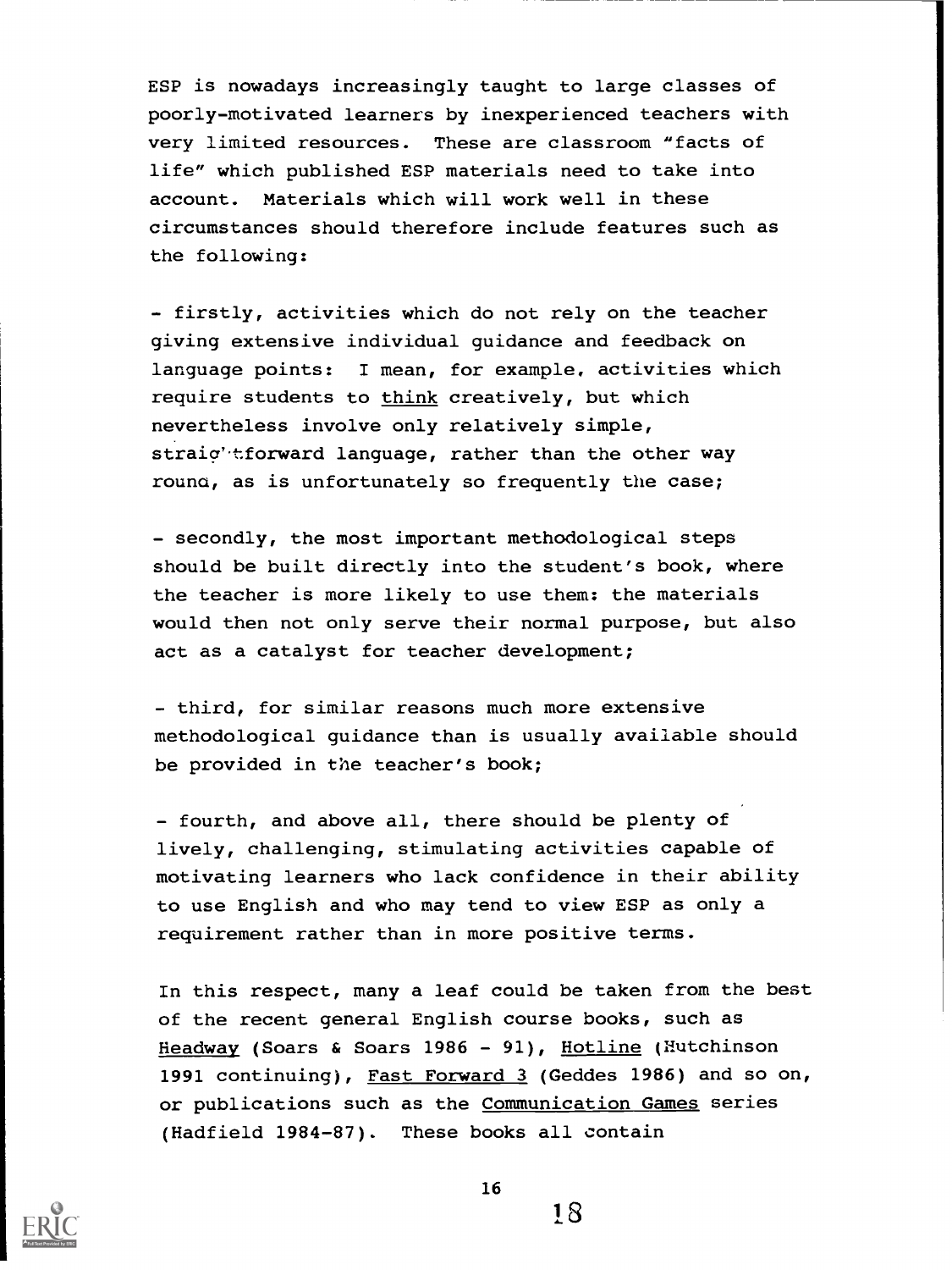ESP is nowadays increasingly taught to large classes of poorly-motivated learners by inexperienced teachers with very limited resources. These are classroom "facts of life" which published ESP materials need to take into account. Materials which will work well in these circumstances should therefore include features such as the following:

- firstly, activities which do not rely on the teacher giving extensive individual guidance and feedback on language points: I mean, for example, activities which require students to <u>think</u> creatively, but which nevertheless involve only relatively simple, straightforward language, rather than the other way round, as is unfortunately so frequently the case;

- secondly, the most important methodological steps should be built directly into the student's book, where the teacher is more likely to use them: the materials would then not only serve their normal purpose, but also act as a catalyst for teacher development;

- third, for similar reasons much more extensive methodological guidance than is usually available should be provided in the teacher's book;

- fourth, and above all, there should be plenty of lively, challenging, stimulating activities capable of motivating learners who lack confidence in their ability to use English and who may tend to view ESP as only a requirement rather than in more positive terms.

In this respect, many a leaf could be taken from the best of the recent general English course books, such as <u>Headway</u> (Soars & Soars 1986 - 91), <u>Hotline</u> (Hutchinson 1991 continuing), <u>Fast Forward 3</u> (Geddes 1986) and so on, or publications such as the <u>Communication Games</u> series (Hadfield 1984-87). These books all contain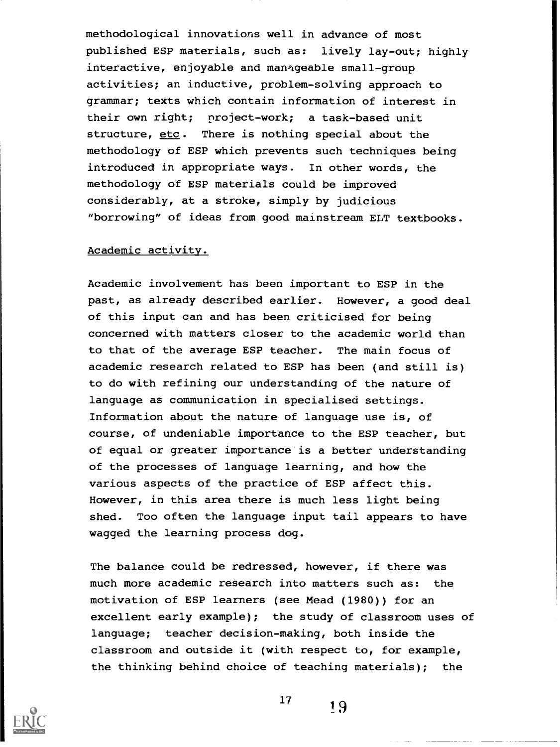methodological innovations well in advance of most published ESP materials, such as: lively lay-out; highly interactive, enjoyable and manageable small-group activities; an inductive, problem-solving approach to grammar; texts which contain information of interest in their own right; project-work; a task-based unit structure, etc. There is nothing special about the methodology of ESP which prevents such techniques being introduced in appropriate ways. In other words, the methodology of ESP materials could be improved considerably, at a stroke, simply by judicious "borrowing" of ideas from good mainstream ELT textbooks.

Academic activity.

Academic involvement has been important to ESP in the past, as already described earlier. However, a good deal of this input can and has been criticised for being concerned with matters closer to the academic world than to that of the average ESP teacher. The main focus of academic research related to ESP has been (and still is) to do with refining our understanding of the nature of language as communication in specialised settings. Information about the nature of language use is, of course, of undeniable importance to the ESP teacher, but of equal or greater importance is a better understanding of the processes of language learning, and how the various aspects of the practice of ESP affect this. However, in this area there is much less light being shed. Too often the language input tail appears to have wagged the learning process dog.

The balance could be redressed, however, if there was much more academic research into matters such as: the motivation of ESP learners (see Mead (1980)) for an excellent early example); the study of classroom uses of language; teacher decision-making, both inside the classroom and outside it (with respect to, for example, the thinking behind choice of teaching materials); the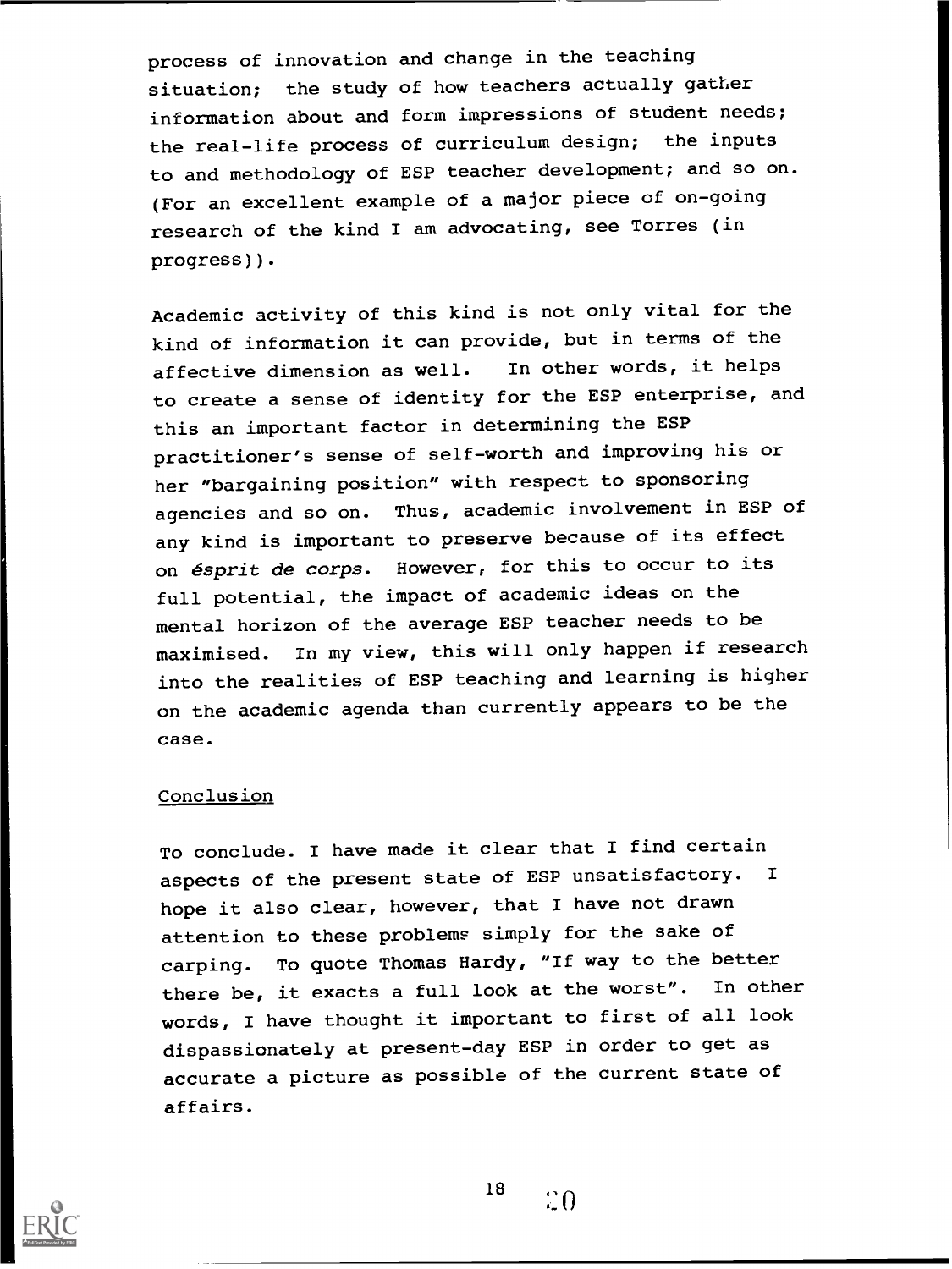process of innovation and change in the teaching situation; the study of how teachers actually gather information about and form impressions of student needs; the real-life process of curriculum design; the inputs to and methodology of ESP teacher development; and so on. (For an excellent example of a major piece of on-going research of the kind I am advocating, see Torres (in progress)).

Academic activity of this kind is not only vital for the kind of information it can provide, but in terms of the affective dimension as well. In other words, it helps to create a sense of identity for the ESP enterprise, and this an important factor in determining the ESP practitioner's sense of self-worth and improving his or her "bargaining position" with respect to sponsoring agencies and so on. Thus, academic involvement in ESP of any kind is important to preserve because of its effect on *ésprit de corps*. However, for this to occur to its full potential, the impact of academic ideas on the mental horizon of the average ESP teacher needs to be maximised. In my view, this will only happen if research into the realities of ESP teaching and learning is higher on the academic agenda than currently appears to be the case.

## Conclusion

To conclude. I have made it clear that I find certain aspects of the present state of ESP unsatisfactory. I hope it also clear, however, that I have not drawn attention to these problems simply for the sake of carping. To quote Thomas Hardy, "If way to the better there be, it exacts a full look at the worst". In other words, I have thought it important to first of all look dispassionately at present-day ESP in order to get as accurate a picture as possible of the current state of affairs.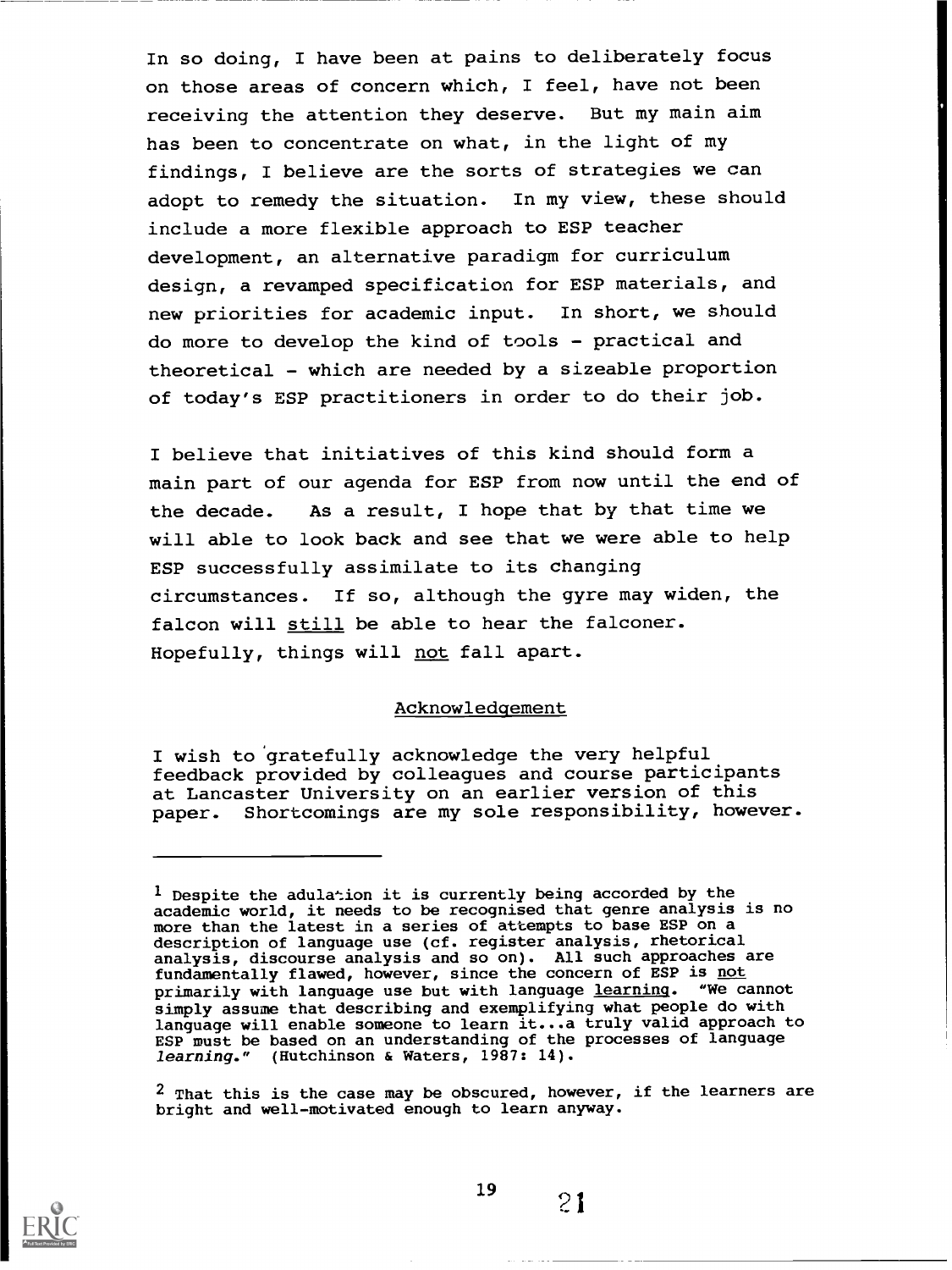In so doing, I have been at pains to deliberately focus on those areas of concern which, I feel, have not been receiving the attention they deserve. But my main aim has been to concentrate on what, in the light of my findings, I believe are the sorts of strategies we can adopt to remedy the situation. In my view, these should include a more flexible approach to ESP teacher development, an alternative paradigm for curriculum design, a revamped specification for ESP materials, and new priorities for academic input. In short, we should do more to develop the kind of tools - practical and theoretical - which are needed by a sizeable proportion of today's ESP practitioners in order to do their job.

I believe that initiatives of this kind should form a main part of our agenda for ESP from now until the end of the decade. As a result, I hope that by that time we will able to look back and see that we were able to help ESP successfully assimilate to its changing circumstances. If so, although the gyre may widen, the falcon will <u>still</u> be able to hear the falconer. Hopefully, things will <u>not</u> fall apart.

## Acknowledgement

I wish to gratefully acknowledge the very helpful feedback provided by colleagues and course participants at Lancaster University on an earlier version of this paper. Shortcomings are my sole responsibility, however.

---

[1] Despite the adulation it is currently being accorded by the academic world, it needs to be recognised that genre analysis is no more than the latest in a series of attempts to base ESP on a description of language use (cf. register analysis, rhetorical analysis, discourse analysis and so on). All such approaches are fundamentally flawed, however, since the concern of ESP is <u>not</u> primarily with language use but with language <u>learning</u>. "We cannot simply assume that describing and exemplifying what people do with language will enable someone to learn it...a truly valid approach to ESP must be based on an understanding of the processes of language *learning*." (Hutchinson & Waters, 1987: 14).

[2] That this is the case may be obscured, however, if the learners are bright and well-motivated enough to learn anyway.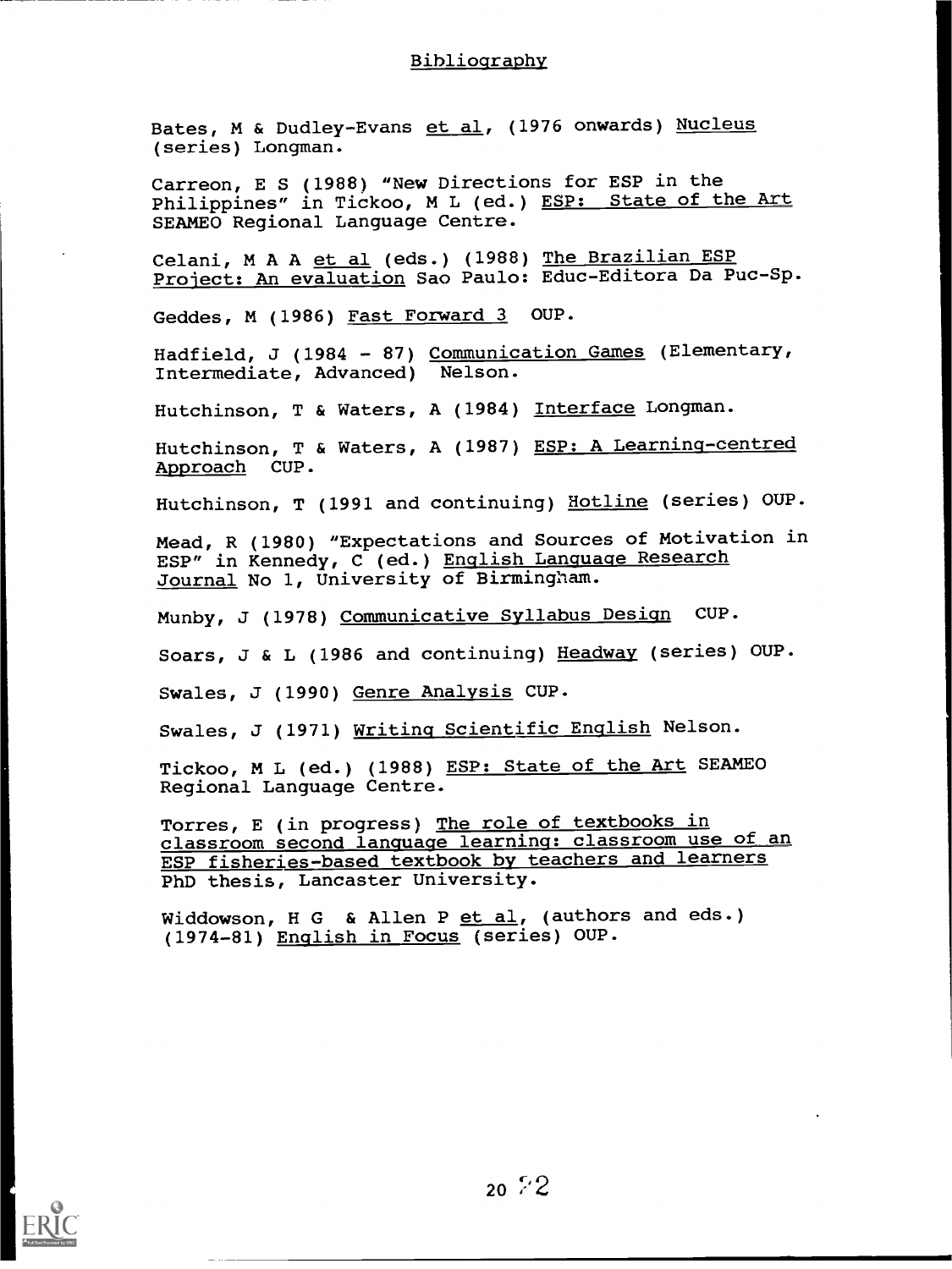## Bibliography

Bates, M & Dudley-Evans et al, (1976 onwards) Nucleus (series) Longman.

Carreon, E S (1988) "New Directions for ESP in the Philippines" in Tickoo, M L (ed.) ESP: State of the Art SEAMEO Regional Language Centre.

Celani, M A A et al (eds.) (1988) The Brazilian ESP Project: An evaluation Sao Paulo: Educ-Editora Da Puc-Sp.

Geddes, M (1986) Fast Forward 3 OUP.

Hadfield, J (1984 - 87) Communication Games (Elementary, Intermediate, Advanced) Nelson.

Hutchinson, T & Waters, A (1984) Interface Longman.

Hutchinson, T & Waters, A (1987) ESP: A Learning-centred Approach CUP.

Hutchinson, T (1991 and continuing) Hotline (series) OUP.

Mead, R (1980) "Expectations and Sources of Motivation in ESP" in Kennedy, C (ed.) English Language Research Journal No 1, University of Birmingham.

Munby, J (1978) Communicative Syllabus Design CUP.

Soars, J & L (1986 and continuing) Headway (series) OUP.

Swales, J (1990) Genre Analysis CUP.

Swales, J (1971) Writing Scientific English Nelson.

Tickoo, M L (ed.) (1988) ESP: State of the Art SEAMEO Regional Language Centre.

Torres, E (in progress) The role of textbooks in classroom second language learning: classroom use of an ESP fisheries-based textbook by teachers and learners PhD thesis, Lancaster University.

Widdowson, H G & Allen P et al, (authors and eds.) (1974-81) English in Focus (series) OUP.